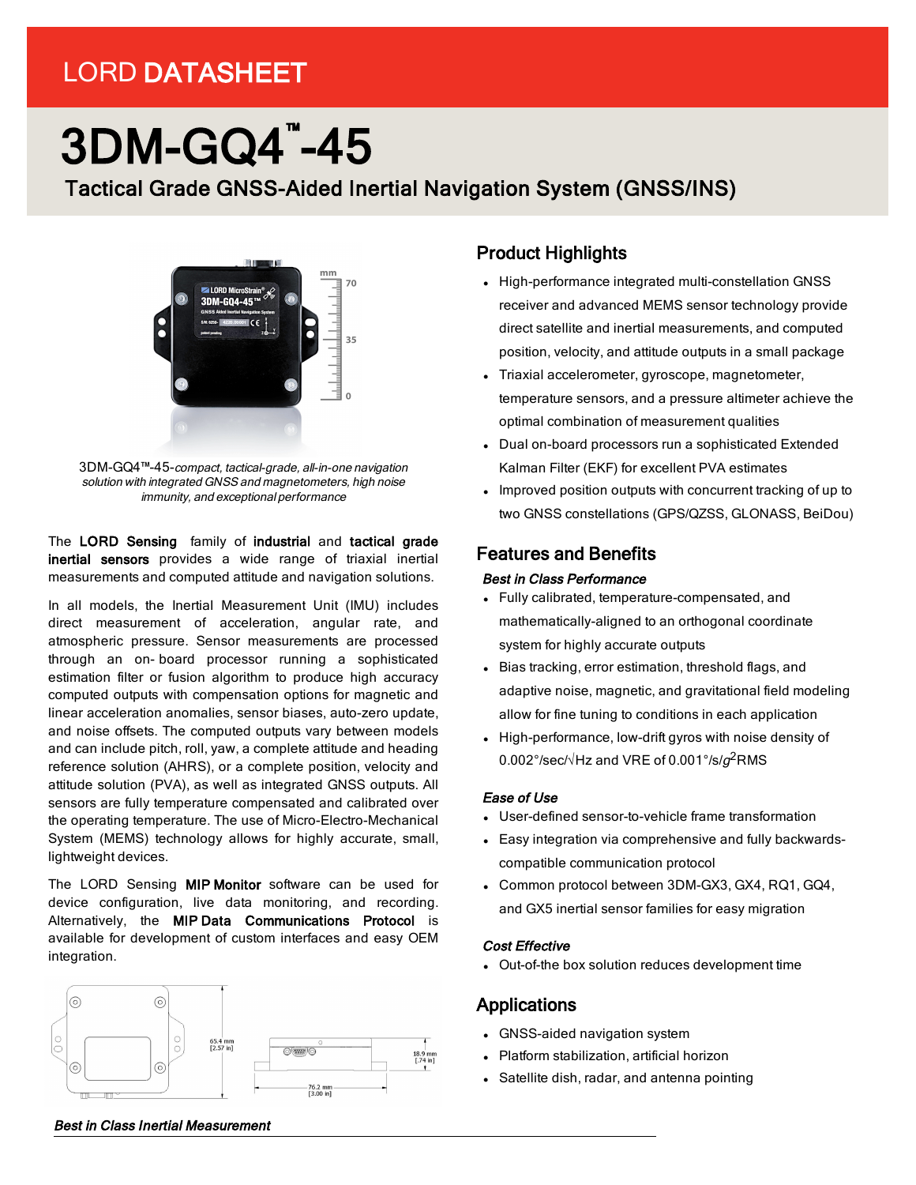LORD DATASHEET

# 3DM-GQ4™-45

## Tactical Grade GNSS-Aided Inertial Navigation System (GNSS/INS)

3DM-GQ4™-45-*compact, tactical-grade, all-in-one navigation solution with integrated GNSS and magnetometers, high noise immunity, and exceptional performance*

The **LORD Sensing** family of **industrial** and **tactical grade inertial sensors** provides a wide range of triaxial inertial measurements and computed attitude and navigation solutions.

In all models, the Inertial Measurement Unit (IMU) includes direct measurement of acceleration, angular rate, and atmospheric pressure. Sensor measurements are processed through an on-board processor running a sophisticated estimation filter or fusion algorithm to produce high accuracy computed outputs with compensation options for magnetic and linear acceleration anomalies, sensor biases, auto-zero update, and noise offsets. The computed outputs vary between models and can include pitch, roll, yaw, a complete attitude and heading reference solution (AHRS), or a complete position, velocity and attitude solution (PVA), as well as integrated GNSS outputs. All sensors are fully temperature compensated and calibrated over the operating temperature. The use of Micro-Electro-Mechanical System (MEMS) technology allows for highly accurate, small, lightweight devices.

The LORD Sensing **MIP Monitor** software can be used for device configuration, live data monitoring, and recording. Alternatively, the **MIP Data Communications Protocol** is available for development of custom interfaces and easy OEM integration.

65.4 mm [2.57 in]

18.9 mm [.74 in]

76.2 mm [3.00 in]

*Best in Class Inertial Measurement*

## Product Highlights

- High-performance integrated multi-constellation GNSS receiver and advanced MEMS sensor technology provide direct satellite and inertial measurements, and computed position, velocity, and attitude outputs in a small package
- Triaxial accelerometer, gyroscope, magnetometer, temperature sensors, and a pressure altimeter achieve the optimal combination of measurement qualities
- Dual on-board processors run a sophisticated Extended Kalman Filter (EKF) for excellent PVA estimates
- Improved position outputs with concurrent tracking of up to two GNSS constellations (GPS/QZSS, GLONASS, BeiDou)

## Features and Benefits

### *Best in Class Performance*

- Fully calibrated, temperature-compensated, and mathematically-aligned to an orthogonal coordinate system for highly accurate outputs
- Bias tracking, error estimation, threshold flags, and adaptive noise, magnetic, and gravitational field modeling allow for fine tuning to conditions in each application
- High-performance, low-drift gyros with noise density of 0.002°/sec/√Hz and VRE of 0.001°/s/$g^2$RMS

### *Ease of Use*

- User-defined sensor-to-vehicle frame transformation
- Easy integration via comprehensive and fully backwards-compatible communication protocol
- Common protocol between 3DM-GX3, GX4, RQ1, GQ4, and GX5 inertial sensor families for easy migration

### *Cost Effective*

- Out-of-the box solution reduces development time

## Applications

- GNSS-aided navigation system
- Platform stabilization, artificial horizon
- Satellite dish, radar, and antenna pointing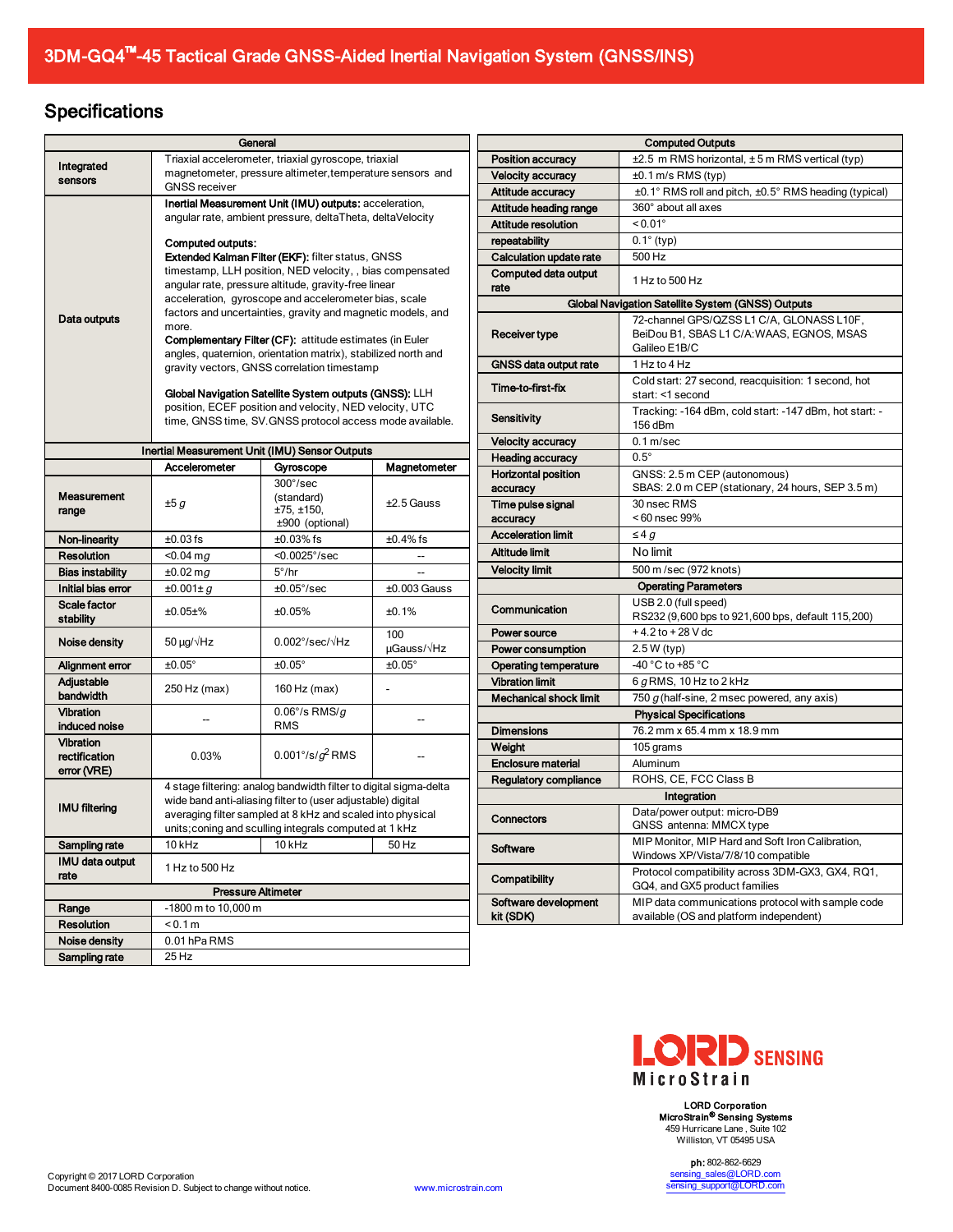# 3DM-GQ4™-45 Tactical Grade GNSS-Aided Inertial Navigation System (GNSS/INS)

## Specifications

| General | |
|---|---|
| Integrated sensors | Triaxial accelerometer, triaxial gyroscope, triaxial magnetometer, pressure altimeter, temperature sensors and GNSS receiver |
| Data outputs | **Inertial Measurement Unit (IMU) outputs:** acceleration, angular rate, ambient pressure, deltaTheta, deltaVelocity<br><br>**Computed outputs:**<br>**Extended Kalman Filter (EKF):** filter status, GNSS timestamp, LLH position, NED velocity, , bias compensated angular rate, pressure altitude, gravity-free linear acceleration, gyroscope and accelerometer bias, scale factors and uncertainties, gravity and magnetic models, and more.<br>**Complementary Filter (CF):** attitude estimates (in Euler angles, quaternion, orientation matrix), stabilized north and gravity vectors, GNSS correlation timestamp<br><br>**Global Navigation Satellite System outputs (GNSS):** LLH position, ECEF position and velocity, NED velocity, UTC time, GNSS time, SV.GNSS protocol access mode available. |

| Inertial Measurement Unit (IMU) Sensor Outputs | | | |
|---|---|---|---|
| | Accelerometer | Gyroscope | Magnetometer |
| Measurement range | ±5 *g* | 300°/sec (standard) ±75, ±150, ±900 (optional) | ±2.5 Gauss |
| Non-linearity | ±0.03 fs | ±0.03% fs | ±0.4% fs |
| Resolution | <0.04 m*g* | <0.0025°/sec | -- |
| Bias instability | ±0.02 m*g* | 5°/hr | -- |
| Initial bias error | ±0.001± *g* | ±0.05°/sec | ±0.003 Gauss |
| Scale factor stability | ±0.05±% | ±0.05% | ±0.1% |
| Noise density | 50 µg/√Hz | 0.002°/sec/√Hz | 100 µGauss/√Hz |
| Alignment error | ±0.05° | ±0.05° | ±0.05° |
| Adjustable bandwidth | 250 Hz (max) | 160 Hz (max) | - |
| Vibration induced noise | -- | 0.06°/s RMS/*g* RMS | -- |
| Vibration rectification error (VRE) | 0.03% | 0.001°/s/$g^2$ RMS | -- |
| IMU filtering | 4 stage filtering: analog bandwidth filter to digital sigma-delta wide band anti-aliasing filter to (user adjustable) digital averaging filter sampled at 8 kHz and scaled into physical units;coning and sculling integrals computed at 1 kHz | | |
| Sampling rate | 10 kHz | 10 kHz | 50 Hz |
| IMU data output rate | 1 Hz to 500 Hz | | |

| Pressure Altimeter | |
|---|---|
| Range | -1800 m to 10,000 m |
| Resolution | < 0.1 m |
| Noise density | 0.01 hPa RMS |
| Sampling rate | 25 Hz |

| Computed Outputs | |
|---|---|
| Position accuracy | ±2.5 m RMS horizontal, ± 5 m RMS vertical (typ) |
| Velocity accuracy | ±0.1 m/s RMS (typ) |
| Attitude accuracy | ±0.1° RMS roll and pitch, ±0.5° RMS heading (typical) |
| Attitude heading range | 360° about all axes |
| Attitude resolution | < 0.01° |
| repeatability | 0.1° (typ) |
| Calculation update rate | 500 Hz |
| Computed data output rate | 1 Hz to 500 Hz |
| **Global Navigation Satellite System (GNSS) Outputs** | |
| Receiver type | 72-channel GPS/QZSS L1 C/A, GLONASS L10F, BeiDou B1, SBAS L1 C/A:WAAS, EGNOS, MSAS Galileo E1B/C |
| GNSS data output rate | 1 Hz to 4 Hz |
| Time-to-first-fix | Cold start: 27 second, reacquisition: 1 second, hot start: <1 second |
| Sensitivity | Tracking: -164 dBm, cold start: -147 dBm, hot start: -156 dBm |
| Velocity accuracy | 0.1 m/sec |
| Heading accuracy | 0.5° |
| Horizontal position accuracy | GNSS: 2.5 m CEP (autonomous)<br>SBAS: 2.0 m CEP (stationary, 24 hours, SEP 3.5 m) |
| Time pulse signal accuracy | 30 nsec RMS<br>< 60 nsec 99% |
| Acceleration limit | ≤ 4 *g* |
| Altitude limit | No limit |
| Velocity limit | 500 m /sec (972 knots) |
| **Operating Parameters** | |
| Communication | USB 2.0 (full speed)<br>RS232 (9,600 bps to 921,600 bps, default 115,200) |
| Power source | + 4.2 to + 28 V dc |
| Power consumption | 2.5 W (typ) |
| Operating temperature | -40 °C to +85 °C |
| Vibration limit | 6 *g* RMS, 10 Hz to 2 kHz |
| Mechanical shock limit | 750 *g* (half-sine, 2 msec powered, any axis) |
| **Physical Specifications** | |
| Dimensions | 76.2 mm x 65.4 mm x 18.9 mm |
| Weight | 105 grams |
| Enclosure material | Aluminum |
| Regulatory compliance | ROHS, CE, FCC Class B |
| **Integration** | |
| Connectors | Data/power output: micro-DB9<br>GNSS antenna: MMCX type |
| Software | MIP Monitor, MIP Hard and Soft Iron Calibration, Windows XP/Vista/7/8/10 compatible |
| Compatibility | Protocol compatibility across 3DM-GX3, GX4, RQ1, GQ4, and GX5 product families |
| Software development kit (SDK) | MIP data communications protocol with sample code available (OS and platform independent) |

LORD SENSING MicroStrain

**LORD Corporation**
**MicroStrain® Sensing Systems**
459 Hurricane Lane , Suite 102
Williston, VT 05495 USA

**ph:** 802-862-6629
sensing_sales@LORD.com
sensing_support@LORD.com

Copyright © 2017 LORD Corporation
Document 8400-0085 Revision D. Subject to change without notice.

www.microstrain.com